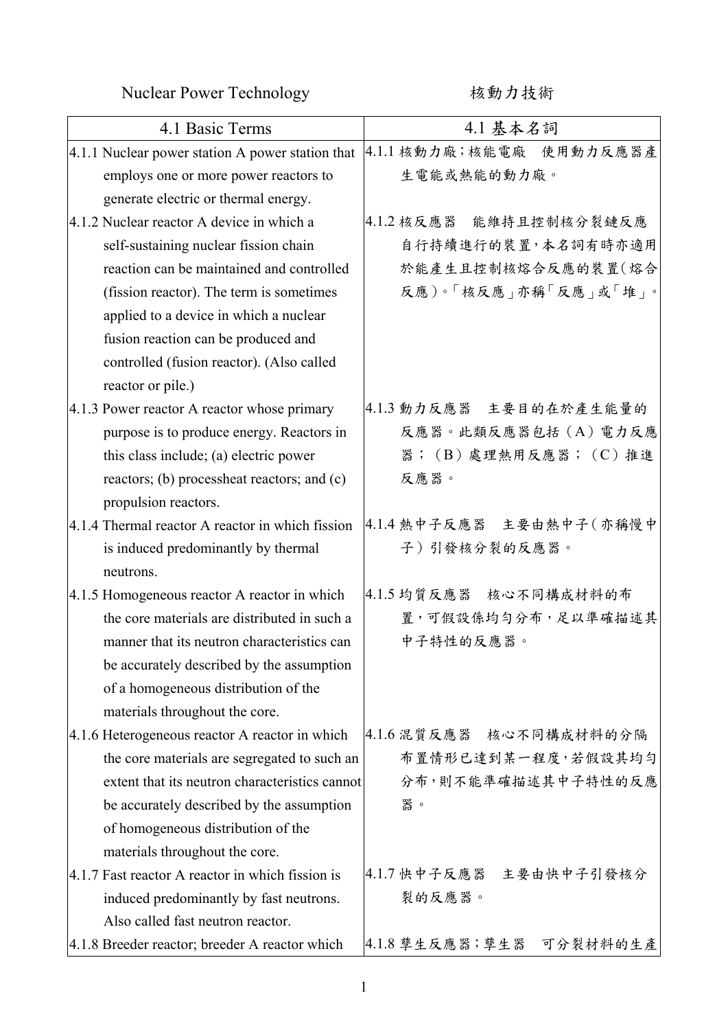Nuclear Power Technology 核動力技術

| 4.1 Basic Terms | 4.1 基本名詞 |
| --- | --- |
| 4.1.1 Nuclear power station A power station that employs one or more power reactors to generate electric or thermal energy. | 4.1.1 核動力廠;核能電廠　使用動力反應器產生電能或熱能的動力廠。 |
| 4.1.2 Nuclear reactor A device in which a self-sustaining nuclear fission chain reaction can be maintained and controlled (fission reactor). The term is sometimes applied to a device in which a nuclear fusion reaction can be produced and controlled (fusion reactor). (Also called reactor or pile.) | 4.1.2 核反應器　能維持且控制核分裂鏈反應自行持續進行的裝置，本名詞有時亦適用於能產生且控制核熔合反應的裝置(熔合反應)。「核反應」亦稱「反應」或「堆」。 |
| 4.1.3 Power reactor A reactor whose primary purpose is to produce energy. Reactors in this class include; (a) electric power reactors; (b) processheat reactors; and (c) propulsion reactors. | 4.1.3 動力反應器　主要目的在於產生能量的反應器。此類反應器包括（A）電力反應器；（B）處理熱用反應器；（C）推進反應器。 |
| 4.1.4 Thermal reactor A reactor in which fission is induced predominantly by thermal neutrons. | 4.1.4 熱中子反應器　主要由熱中子(亦稱慢中子）引發核分裂的反應器。 |
| 4.1.5 Homogeneous reactor A reactor in which the core materials are distributed in such a manner that its neutron characteristics can be accurately described by the assumption of a homogeneous distribution of the materials throughout the core. | 4.1.5 均質反應器　核心不同構成材料的布置，可假設係均勻分布，足以準確描述其中子特性的反應器。 |
| 4.1.6 Heterogeneous reactor A reactor in which the core materials are segregated to such an extent that its neutron characteristics cannot be accurately described by the assumption of homogeneous distribution of the materials throughout the core. | 4.1.6 混質反應器　核心不同構成材料的分隔布置情形已達到某一程度，若假設其均勻分布，則不能準確描述其中子特性的反應器。 |
| 4.1.7 Fast reactor A reactor in which fission is induced predominantly by fast neutrons. Also called fast neutron reactor. | 4.1.7 快中子反應器　主要由快中子引發核分裂的反應器。 |
| 4.1.8 Breeder reactor; breeder A reactor which | 4.1.8 孳生反應器;孳生器　可分裂材料的生產 |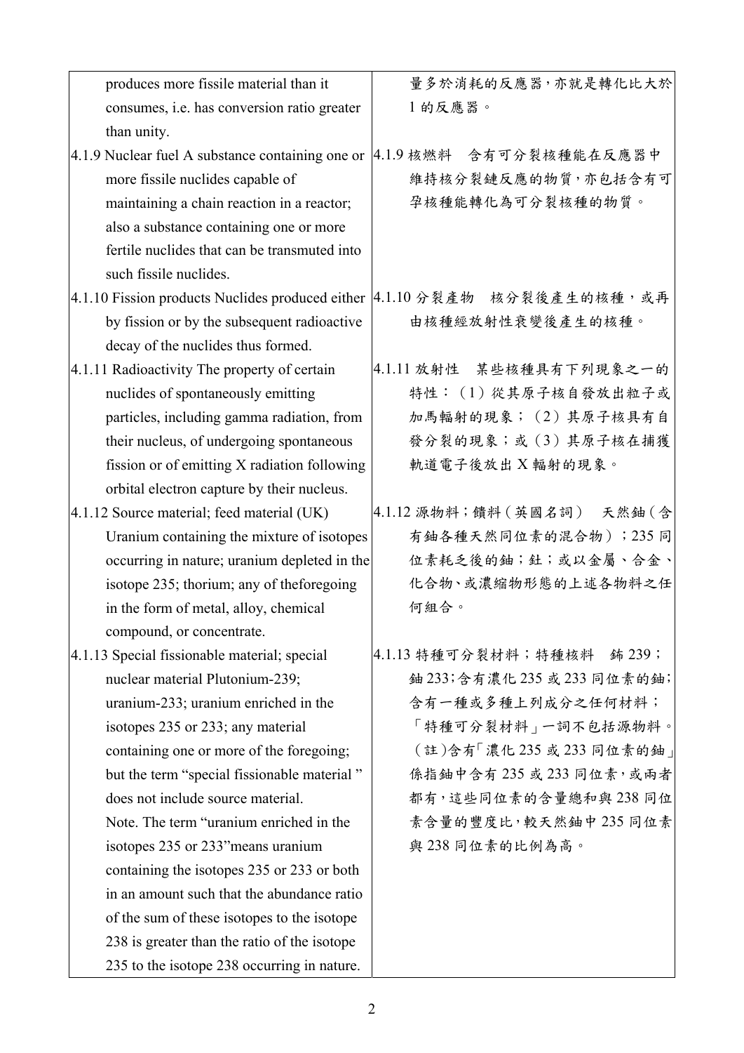| | |
|---|---|
| produces more fissile material than it consumes, i.e. has conversion ratio greater than unity. | 量多於消耗的反應器，亦就是轉化比大於 1 的反應器。 |
| 4.1.9 Nuclear fuel A substance containing one or more fissile nuclides capable of maintaining a chain reaction in a reactor; also a substance containing one or more fertile nuclides that can be transmuted into such fissile nuclides. | 4.1.9 核燃料　含有可分裂核種能在反應器中維持核分裂鏈反應的物質，亦包括含有可孕核種能轉化為可分裂核種的物質。 |
| 4.1.10 Fission products Nuclides produced either by fission or by the subsequent radioactive decay of the nuclides thus formed. | 4.1.10 分裂產物　核分裂後產生的核種，或再由核種經放射性衰變後產生的核種。 |
| 4.1.11 Radioactivity The property of certain nuclides of spontaneously emitting particles, including gamma radiation, from their nucleus, of undergoing spontaneous fission or of emitting X radiation following orbital electron capture by their nucleus. | 4.1.11 放射性　某些核種具有下列現象之一的特性：（1）從其原子核自發放出粒子或加馬輻射的現象；（2）其原子核具有自發分裂的現象；或（3）其原子核在捕獲軌道電子後放出 X 輻射的現象。 |
| 4.1.12 Source material; feed material (UK) Uranium containing the mixture of isotopes occurring in nature; uranium depleted in the isotope 235; thorium; any of theforegoing in the form of metal, alloy, chemical compound, or concentrate. | 4.1.12 源物料；饋料（英國名詞）　天然鈾（含有鈾各種天然同位素的混合物）；235 同位素耗乏後的鈾；釷；或以金屬、合金、化合物、或濃縮物形態的上述各物料之任何組合。 |
| 4.1.13 Special fissionable material; special nuclear material Plutonium-239; uranium-233; uranium enriched in the isotopes 235 or 233; any material containing one or more of the foregoing; but the term “special fissionable material ” does not include source material. Note. The term “uranium enriched in the isotopes 235 or 233”means uranium containing the isotopes 235 or 233 or both in an amount such that the abundance ratio of the sum of these isotopes to the isotope 238 is greater than the ratio of the isotope 235 to the isotope 238 occurring in nature. | 4.1.13 特種可分裂材料；特種核料　鈽 239；鈾 233；含有濃化 235 或 233 同位素的鈾；含有一種或多種上列成分之任何材料；「特種可分裂材料」一詞不包括源物料。(註)含有「濃化 235 或 233 同位素的鈾」係指鈾中含有 235 或 233 同位素，或兩者都有，這些同位素的含量總和與 238 同位素含量的豐度比，較天然鈾中 235 同位素與 238 同位素的比例為高。 |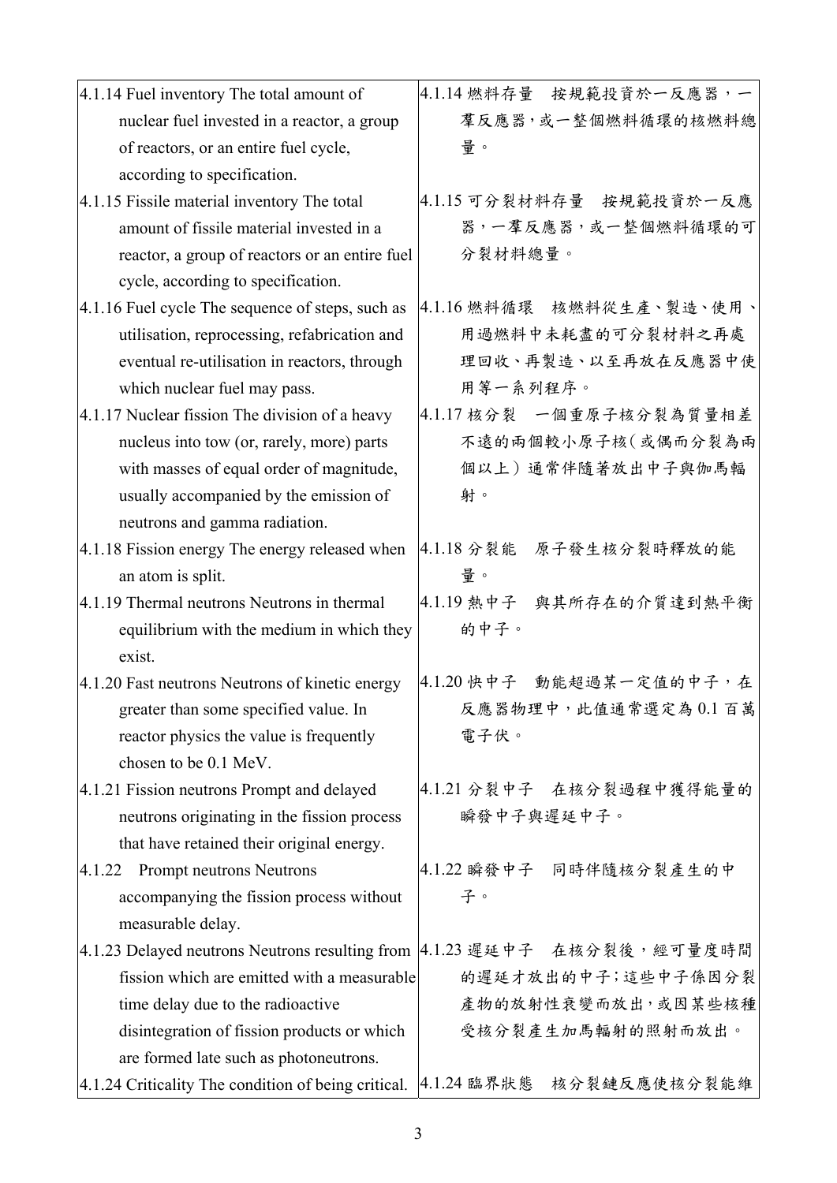| | |
|---|---|
| 4.1.14 Fuel inventory The total amount of nuclear fuel invested in a reactor, a group of reactors, or an entire fuel cycle, according to specification. | 4.1.14 燃料存量　按規範投資於一反應器，一羣反應器，或一整個燃料循環的核燃料總量。 |
| 4.1.15 Fissile material inventory The total amount of fissile material invested in a reactor, a group of reactors or an entire fuel cycle, according to specification. | 4.1.15 可分裂材料存量　按規範投資於一反應器，一羣反應器，或一整個燃料循環的可分裂材料總量。 |
| 4.1.16 Fuel cycle The sequence of steps, such as utilisation, reprocessing, refabrication and eventual re-utilisation in reactors, through which nuclear fuel may pass. | 4.1.16 燃料循環　核燃料從生產、製造、使用、用過燃料中未耗盡的可分裂材料之再處理回收、再製造、以至再放在反應器中使用等一系列程序。 |
| 4.1.17 Nuclear fission The division of a heavy nucleus into tow (or, rarely, more) parts with masses of equal order of magnitude, usually accompanied by the emission of neutrons and gamma radiation. | 4.1.17 核分裂　一個重原子核分裂為質量相差不遠的兩個較小原子核（或偶而分裂為兩個以上）通常伴隨著放出中子與伽馬輻射。 |
| 4.1.18 Fission energy The energy released when an atom is split. | 4.1.18 分裂能　原子發生核分裂時釋放的能量。 |
| 4.1.19 Thermal neutrons Neutrons in thermal equilibrium with the medium in which they exist. | 4.1.19 熱中子　與其所存在的介質達到熱平衡的中子。 |
| 4.1.20 Fast neutrons Neutrons of kinetic energy greater than some specified value. In reactor physics the value is frequently chosen to be 0.1 MeV. | 4.1.20 快中子　動能超過某一定值的中子，在反應器物理中，此值通常選定為 0.1 百萬電子伏。 |
| 4.1.21 Fission neutrons Prompt and delayed neutrons originating in the fission process that have retained their original energy. | 4.1.21 分裂中子　在核分裂過程中獲得能量的瞬發中子與遲延中子。 |
| 4.1.22 Prompt neutrons Neutrons accompanying the fission process without measurable delay. | 4.1.22 瞬發中子　同時伴隨核分裂產生的中子。 |
| 4.1.23 Delayed neutrons Neutrons resulting from fission which are emitted with a measurable time delay due to the radioactive disintegration of fission products or which are formed late such as photoneutrons. | 4.1.23 遲延中子　在核分裂後，經可量度時間的遲延才放出的中子；這些中子係因分裂產物的放射性衰變而放出，或因某些核種受核分裂產生加馬輻射的照射而放出。 |
| 4.1.24 Criticality The condition of being critical. | 4.1.24 臨界狀態　核分裂鏈反應使核分裂能維 |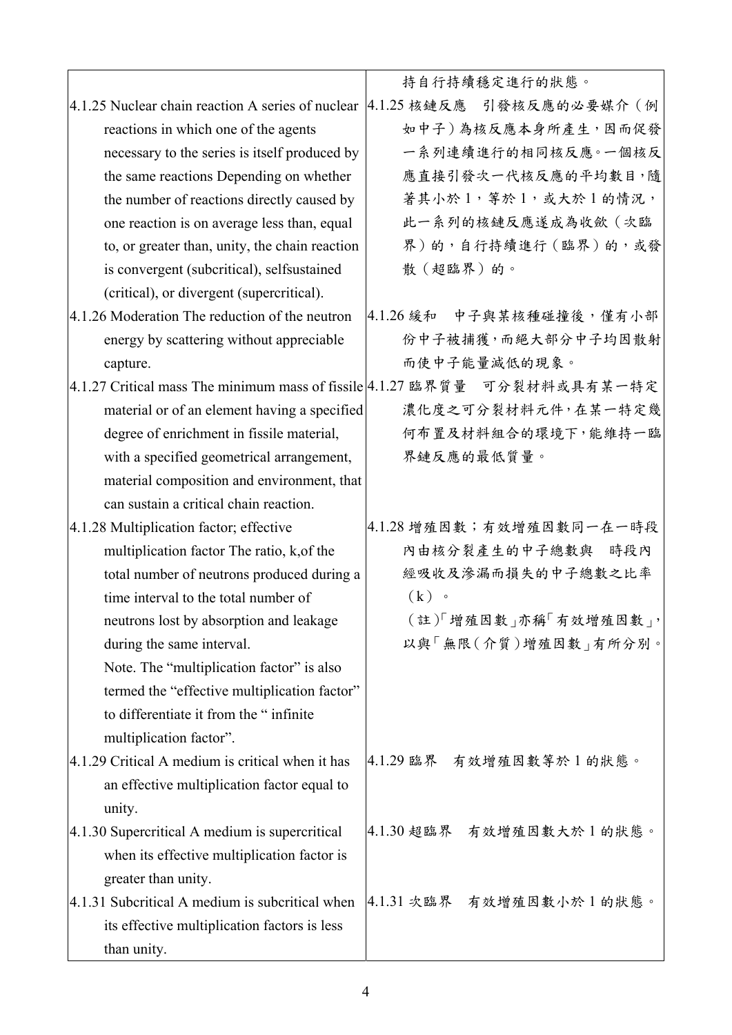| | |
|---|---|
| | 持自行持續穩定進行的狀態。 |
| 4.1.25 Nuclear chain reaction A series of nuclear reactions in which one of the agents necessary to the series is itself produced by the same reactions Depending on whether the number of reactions directly caused by one reaction is on average less than, equal to, or greater than, unity, the chain reaction is convergent (subcritical), selfsustained (critical), or divergent (supercritical). | 4.1.25 核鏈反應　引發核反應的必要媒介（例如中子）為核反應本身所產生，因而促發一系列連續進行的相同核反應。一個核反應直接引發次一代核反應的平均數目，隨著其小於 1，等於 1，或大於 1 的情況，此一系列的核鏈反應遂成為收斂（次臨界）的，自行持續進行（臨界）的，或發散（超臨界）的。 |
| 4.1.26 Moderation The reduction of the neutron energy by scattering without appreciable capture. | 4.1.26 緩和　中子與某核種碰撞後，僅有小部份中子被捕獲，而絕大部分中子均因散射而使中子能量減低的現象。 |
| 4.1.27 Critical mass The minimum mass of fissile material or of an element having a specified degree of enrichment in fissile material, with a specified geometrical arrangement, material composition and environment, that can sustain a critical chain reaction. | 4.1.27 臨界質量　可分裂材料或具有某一特定濃化度之可分裂材料元件，在某一特定幾何布置及材料組合的環境下，能維持一臨界鏈反應的最低質量。 |
| 4.1.28 Multiplication factor; effective multiplication factor The ratio, k,of the total number of neutrons produced during a time interval to the total number of neutrons lost by absorption and leakage during the same interval.<br>Note. The "multiplication factor" is also termed the "effective multiplication factor" to differentiate it from the " infinite multiplication factor". | 4.1.28 增殖因數；有效增殖因數同一在一時段內由核分裂產生的中子總數與　時段內經吸收及滲漏而損失的中子總數之比率（k）。<br>（註)「增殖因數」亦稱「有效增殖因數」，以與「無限（介質）增殖因數」有所分別。 |
| 4.1.29 Critical A medium is critical when it has an effective multiplication factor equal to unity. | 4.1.29 臨界　有效增殖因數等於 1 的狀態。 |
| 4.1.30 Supercritical A medium is supercritical when its effective multiplication factor is greater than unity. | 4.1.30 超臨界　有效增殖因數大於 1 的狀態。 |
| 4.1.31 Subcritical A medium is subcritical when its effective multiplication factors is less than unity. | 4.1.31 次臨界　有效增殖因數小於 1 的狀態。 |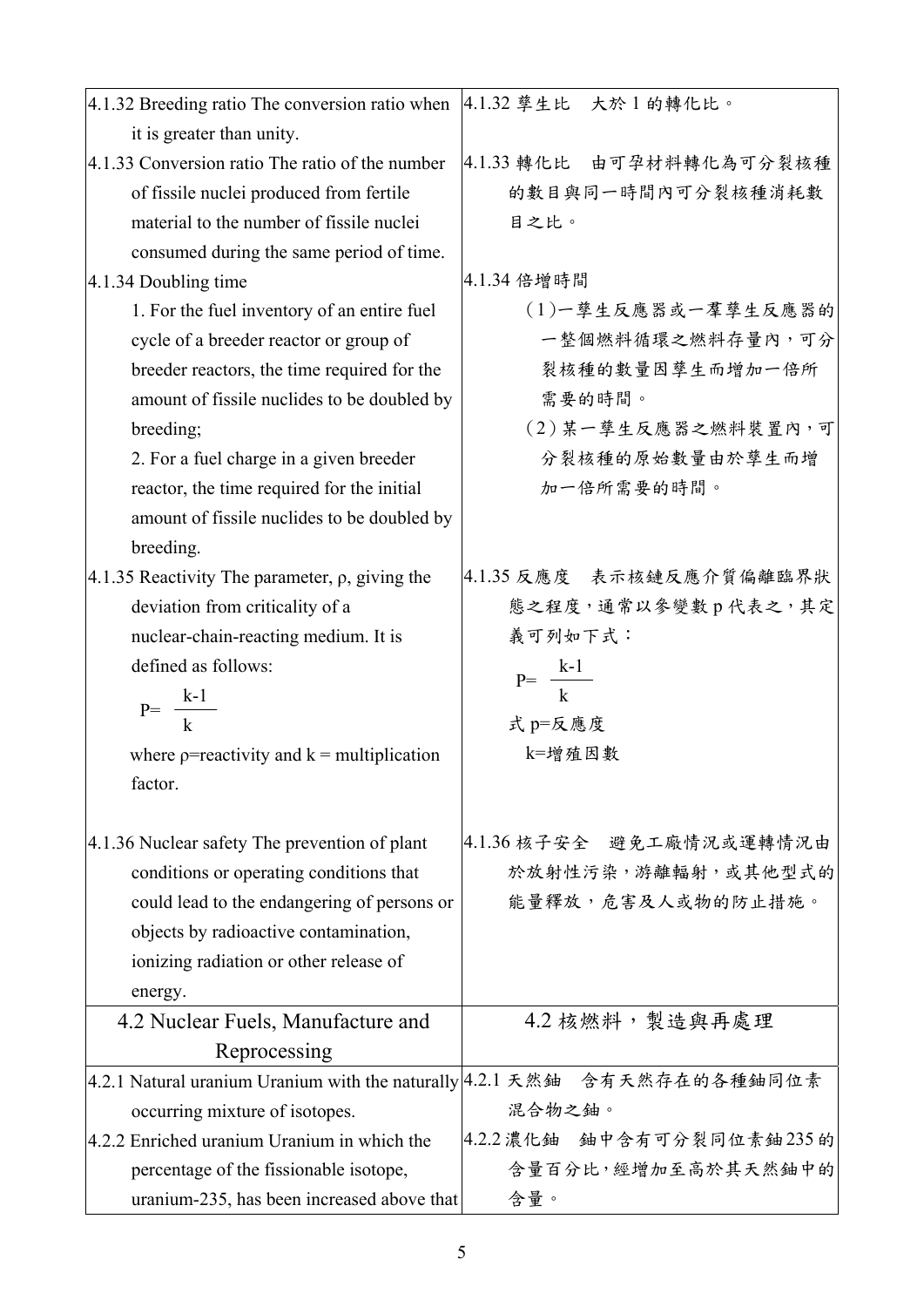| | |
|---|---|
| 4.1.32 Breeding ratio The conversion ratio when it is greater than unity. | 4.1.32 孳生比　大於 1 的轉化比。 |
| 4.1.33 Conversion ratio The ratio of the number of fissile nuclei produced from fertile material to the number of fissile nuclei consumed during the same period of time. | 4.1.33 轉化比　由可孕材料轉化為可分裂核種的數目與同一時間內可分裂核種消耗數目之比。 |
| 4.1.34 Doubling time<br>1. For the fuel inventory of an entire fuel cycle of a breeder reactor or group of breeder reactors, the time required for the amount of fissile nuclides to be doubled by breeding;<br>2. For a fuel charge in a given breeder reactor, the time required for the initial amount of fissile nuclides to be doubled by breeding. | 4.1.34 倍增時間<br>(1)一孳生反應器或一羣孳生反應器的一整個燃料循環之燃料存量內，可分裂核種的數量因孳生而增加一倍所需要的時間。<br>(2)某一孳生反應器之燃料裝置內，可分裂核種的原始數量由於孳生而增加一倍所需要的時間。 |
| 4.1.35 Reactivity The parameter, ρ, giving the deviation from criticality of a nuclear-chain-reacting medium. It is defined as follows:<br>$P = \frac{k-1}{k}$<br>where ρ=reactivity and k = multiplication factor. | 4.1.35 反應度　表示核鏈反應介質偏離臨界狀態之程度，通常以參變數 p 代表之，其定義可列如下式：<br>$P = \frac{k-1}{k}$<br>式 p=反應度<br>k=增殖因數 |
| 4.1.36 Nuclear safety The prevention of plant conditions or operating conditions that could lead to the endangering of persons or objects by radioactive contamination, ionizing radiation or other release of energy. | 4.1.36 核子安全　避免工廠情況或運轉情況由於放射性污染，游離輻射，或其他型式的能量釋放，危害及人或物的防止措施。 |
| **4.2 Nuclear Fuels, Manufacture and Reprocessing** | **4.2 核燃料，製造與再處理** |
| 4.2.1 Natural uranium Uranium with the naturally occurring mixture of isotopes. | 4.2.1 天然鈾　含有天然存在的各種鈾同位素混合物之鈾。 |
| 4.2.2 Enriched uranium Uranium in which the percentage of the fissionable isotope, uranium-235, has been increased above that | 4.2.2 濃化鈾　鈾中含有可分裂同位素鈾235的含量百分比，經增加至高於其天然鈾中的含量。 |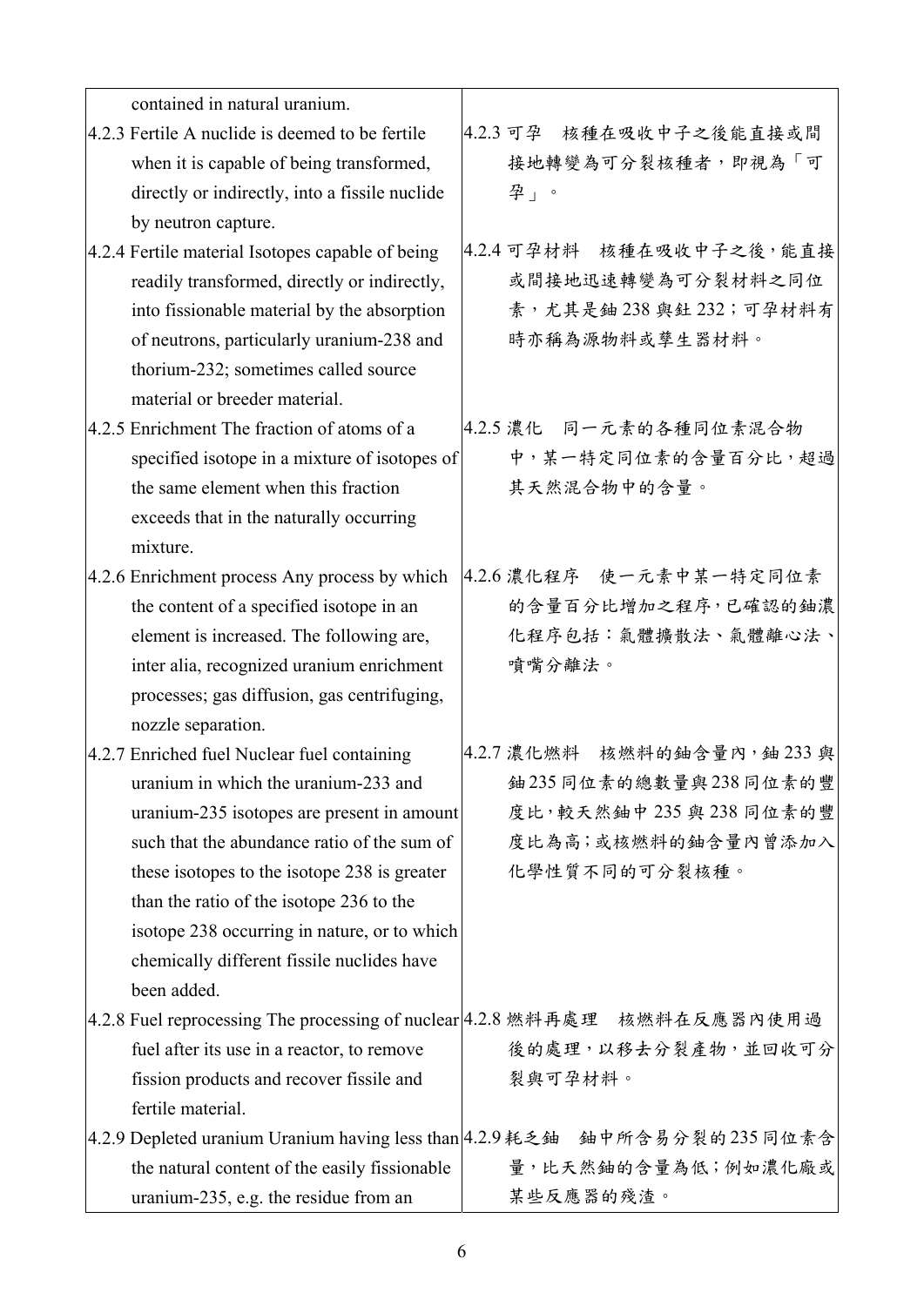| | |
|---|---|
| contained in natural uranium. | |
| 4.2.3 Fertile A nuclide is deemed to be fertile when it is capable of being transformed, directly or indirectly, into a fissile nuclide by neutron capture. | 4.2.3 可孕　核種在吸收中子之後能直接或間接地轉變為可分裂核種者，即視為「可孕」。 |
| 4.2.4 Fertile material Isotopes capable of being readily transformed, directly or indirectly, into fissionable material by the absorption of neutrons, particularly uranium-238 and thorium-232; sometimes called source material or breeder material. | 4.2.4 可孕材料　核種在吸收中子之後，能直接或間接地迅速轉變為可分裂材料之同位素，尤其是鈾 238 與釷 232；可孕材料有時亦稱為源物料或孳生器材料。 |
| 4.2.5 Enrichment The fraction of atoms of a specified isotope in a mixture of isotopes of the same element when this fraction exceeds that in the naturally occurring mixture. | 4.2.5 濃化　同一元素的各種同位素混合物中，某一特定同位素的含量百分比，超過其天然混合物中的含量。 |
| 4.2.6 Enrichment process Any process by which the content of a specified isotope in an element is increased. The following are, inter alia, recognized uranium enrichment processes; gas diffusion, gas centrifuging, nozzle separation. | 4.2.6 濃化程序　使一元素中某一特定同位素的含量百分比增加之程序，已確認的鈾濃化程序包括：氣體擴散法、氣體離心法、噴嘴分離法。 |
| 4.2.7 Enriched fuel Nuclear fuel containing uranium in which the uranium-233 and uranium-235 isotopes are present in amount such that the abundance ratio of the sum of these isotopes to the isotope 238 is greater than the ratio of the isotope 236 to the isotope 238 occurring in nature, or to which chemically different fissile nuclides have been added. | 4.2.7 濃化燃料　核燃料的鈾含量內，鈾 233 與鈾 235 同位素的總數量與 238 同位素的豐度比，較天然鈾中 235 與 238 同位素的豐度比為高；或核燃料的鈾含量內曾添加入化學性質不同的可分裂核種。 |
| 4.2.8 Fuel reprocessing The processing of nuclear fuel after its use in a reactor, to remove fission products and recover fissile and fertile material. | 4.2.8 燃料再處理　核燃料在反應器內使用過後的處理，以移去分裂產物，並回收可分裂與可孕材料。 |
| 4.2.9 Depleted uranium Uranium having less than the natural content of the easily fissionable uranium-235, e.g. the residue from an | 4.2.9 耗乏鈾　鈾中所含易分裂的 235 同位素含量，比天然鈾的含量為低；例如濃化廠或某些反應器的殘渣。 |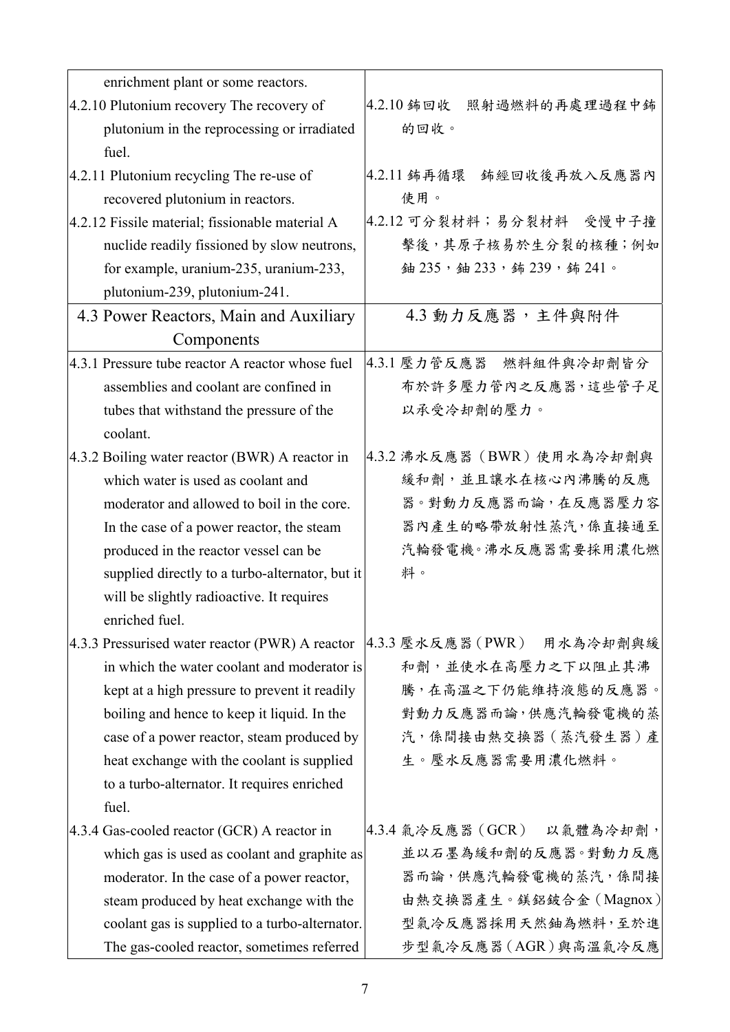| | |
|---|---|
| enrichment plant or some reactors. | |
| 4.2.10 Plutonium recovery The recovery of plutonium in the reprocessing or irradiated fuel. | 4.2.10 鈽回收　照射過燃料的再處理過程中鈽的回收。 |
| 4.2.11 Plutonium recycling The re-use of recovered plutonium in reactors. | 4.2.11 鈽再循環　鈽經回收後再放入反應器內使用。 |
| 4.2.12 Fissile material; fissionable material A nuclide readily fissioned by slow neutrons, for example, uranium-235, uranium-233, plutonium-239, plutonium-241. | 4.2.12 可分裂材料；易分裂材料　受慢中子撞擊後，其原子核易於生分裂的核種；例如鈾 235，鈾 233，鈽 239，鈽 241。 |
| **4.3 Power Reactors, Main and Auxiliary Components** | **4.3 動力反應器，主件與附件** |
| 4.3.1 Pressure tube reactor A reactor whose fuel assemblies and coolant are confined in tubes that withstand the pressure of the coolant. | 4.3.1 壓力管反應器　燃料組件與冷卻劑皆分布於許多壓力管內之反應器，這些管子足以承受冷卻劑的壓力。 |
| 4.3.2 Boiling water reactor (BWR) A reactor in which water is used as coolant and moderator and allowed to boil in the core. In the case of a power reactor, the steam produced in the reactor vessel can be supplied directly to a turbo-alternator, but it will be slightly radioactive. It requires enriched fuel. | 4.3.2 沸水反應器（BWR）使用水為冷卻劑與緩和劑，並且讓水在核心內沸騰的反應器。對動力反應器而論，在反應器壓力容器內產生的略帶放射性蒸汽，係直接通至汽輪發電機。沸水反應器需要採用濃化燃料。 |
| 4.3.3 Pressurised water reactor (PWR) A reactor in which the water coolant and moderator is kept at a high pressure to prevent it readily boiling and hence to keep it liquid. In the case of a power reactor, steam produced by heat exchange with the coolant is supplied to a turbo-alternator. It requires enriched fuel. | 4.3.3 壓水反應器（PWR）　用水為冷卻劑與緩和劑，並使水在高壓力之下以阻止其沸騰，在高溫之下仍能維持液態的反應器。對動力反應器而論，供應汽輪發電機的蒸汽，係間接由熱交換器（蒸汽發生器）產生。壓水反應器需要用濃化燃料。 |
| 4.3.4 Gas-cooled reactor (GCR) A reactor in which gas is used as coolant and graphite as moderator. In the case of a power reactor, steam produced by heat exchange with the coolant gas is supplied to a turbo-alternator. The gas-cooled reactor, sometimes referred | 4.3.4 氣冷反應器（GCR）　以氣體為冷卻劑，並以石墨為緩和劑的反應器。對動力反應器而論，供應汽輪發電機的蒸汽，係間接由熱交換器產生。鎂鋁鈹合金（Magnox）型氣冷反應器採用天然鈾為燃料，至於進步型氣冷反應器（AGR）與高溫氣冷反應 |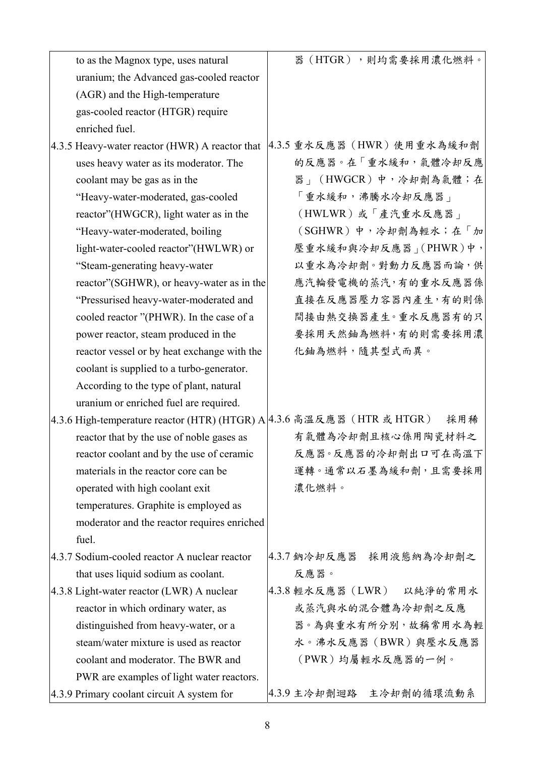| | |
|---|---|
| to as the Magnox type, uses natural uranium; the Advanced gas-cooled reactor (AGR) and the High-temperature gas-cooled reactor (HTGR) require enriched fuel. | 器（HTGR），則均需要採用濃化燃料。 |
| 4.3.5 Heavy-water reactor (HWR) A reactor that uses heavy water as its moderator. The coolant may be gas as in the "Heavy-water-moderated, gas-cooled reactor"(HWGCR), light water as in the "Heavy-water-moderated, boiling light-water-cooled reactor"(HWLWR) or "Steam-generating heavy-water reactor"(SGHWR), or heavy-water as in the "Pressurised heavy-water-moderated and cooled reactor "(PHWR). In the case of a power reactor, steam produced in the reactor vessel or by heat exchange with the coolant is supplied to a turbo-generator. According to the type of plant, natural uranium or enriched fuel are required. | 4.3.5 重水反應器（HWR）使用重水為緩和劑的反應器。在「重水緩和，氣體冷卻反應器」（HWGCR）中，冷卻劑為氣體；在「重水緩和，沸騰水冷卻反應器」（HWLWR）或「產汽重水反應器」（SGHWR）中，冷卻劑為輕水；在「加壓重水緩和與冷卻反應器」(PHWR)中，以重水為冷卻劑。對動力反應器而論，供應汽輪發電機的蒸汽，有的重水反應器係直接在反應器壓力容器內產生，有的則係間接由熱交換器產生。重水反應器有的只要採用天然鈾為燃料，有的則需要採用濃化鈾為燃料，隨其型式而異。 |
| 4.3.6 High-temperature reactor (HTR) (HTGR) A reactor that by the use of noble gases as reactor coolant and by the use of ceramic materials in the reactor core can be operated with high coolant exit temperatures. Graphite is employed as moderator and the reactor requires enriched fuel. | 4.3.6 高溫反應器（HTR 或 HTGR） 採用稀有氣體為冷卻劑且核心係用陶瓷材料之反應器。反應器的冷卻劑出口可在高溫下運轉。通常以石墨為緩和劑，且需要採用濃化燃料。 |
| 4.3.7 Sodium-cooled reactor A nuclear reactor that uses liquid sodium as coolant. | 4.3.7 鈉冷卻反應器 採用液態納為冷卻劑之反應器。 |
| 4.3.8 Light-water reactor (LWR) A nuclear reactor in which ordinary water, as distinguished from heavy-water, or a steam/water mixture is used as reactor coolant and moderator. The BWR and PWR are examples of light water reactors. | 4.3.8 輕水反應器（LWR） 以純淨的常用水或蒸汽與水的混合體為冷卻劑之反應器。為與重水有所分別，故稱常用水為輕水。沸水反應器（BWR）與壓水反應器（PWR）均屬輕水反應器的一例。 |
| 4.3.9 Primary coolant circuit A system for | 4.3.9 主冷卻劑迴路 主冷卻劑的循環流動系 |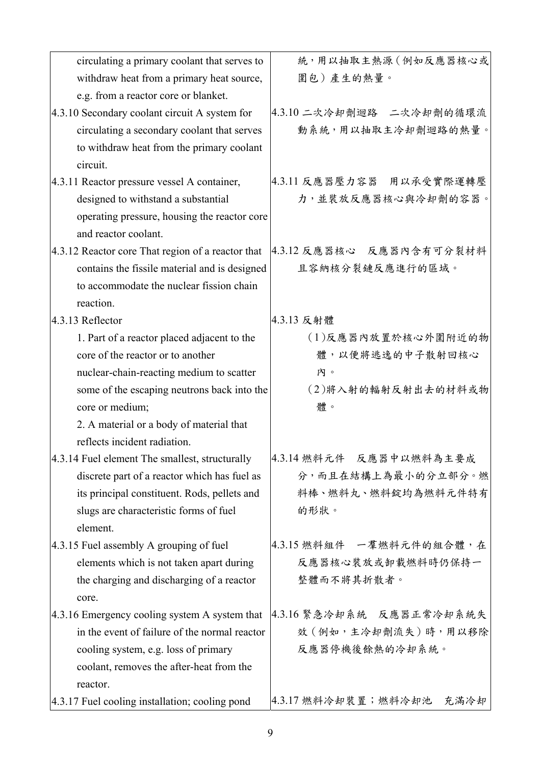| | |
|---|---|
| circulating a primary coolant that serves to withdraw heat from a primary heat source, e.g. from a reactor core or blanket. | 統，用以抽取主熱源（例如反應器核心或圍包）產生的熱量。 |
| 4.3.10 Secondary coolant circuit A system for circulating a secondary coolant that serves to withdraw heat from the primary coolant circuit. | 4.3.10 二次冷卻劑迴路　二次冷卻劑的循環流動系統，用以抽取主冷卻劑迴路的熱量。 |
| 4.3.11 Reactor pressure vessel A container, designed to withstand a substantial operating pressure, housing the reactor core and reactor coolant. | 4.3.11 反應器壓力容器　用以承受實際運轉壓力，並裝放反應器核心與冷卻劑的容器。 |
| 4.3.12 Reactor core That region of a reactor that contains the fissile material and is designed to accommodate the nuclear fission chain reaction. | 4.3.12 反應器核心　反應器內含有可分裂材料且容納核分裂鏈反應進行的區域。 |
| 4.3.13 Reflector<br>1. Part of a reactor placed adjacent to the core of the reactor or to another nuclear-chain-reacting medium to scatter some of the escaping neutrons back into the core or medium;<br>2. A material or a body of material that reflects incident radiation. | 4.3.13 反射體<br>(1)反應器內放置於核心外圍附近的物體，以便將逃逸的中子散射回核心內。<br>(2)將入射的輻射反射出去的材料或物體。 |
| 4.3.14 Fuel element The smallest, structurally discrete part of a reactor which has fuel as its principal constituent. Rods, pellets and slugs are characteristic forms of fuel element. | 4.3.14 燃料元件　反應器中以燃料為主要成分，而且在結構上為最小的分立部分。燃料棒、燃料丸、燃料錠均為燃料元件特有的形狀。 |
| 4.3.15 Fuel assembly A grouping of fuel elements which is not taken apart during the charging and discharging of a reactor core. | 4.3.15 燃料組件　一羣燃料元件的組合體，在反應器核心裝放或卸載燃料時仍保持一整體而不將其拆散者。 |
| 4.3.16 Emergency cooling system A system that in the event of failure of the normal reactor cooling system, e.g. loss of primary coolant, removes the after-heat from the reactor. | 4.3.16 緊急冷卻系統　反應器正常冷卻系統失效（例如，主冷卻劑流失）時，用以移除反應器停機後餘熱的冷卻系統。 |
| 4.3.17 Fuel cooling installation; cooling pond | 4.3.17 燃料冷卻裝置；燃料冷卻池　充滿冷卻 |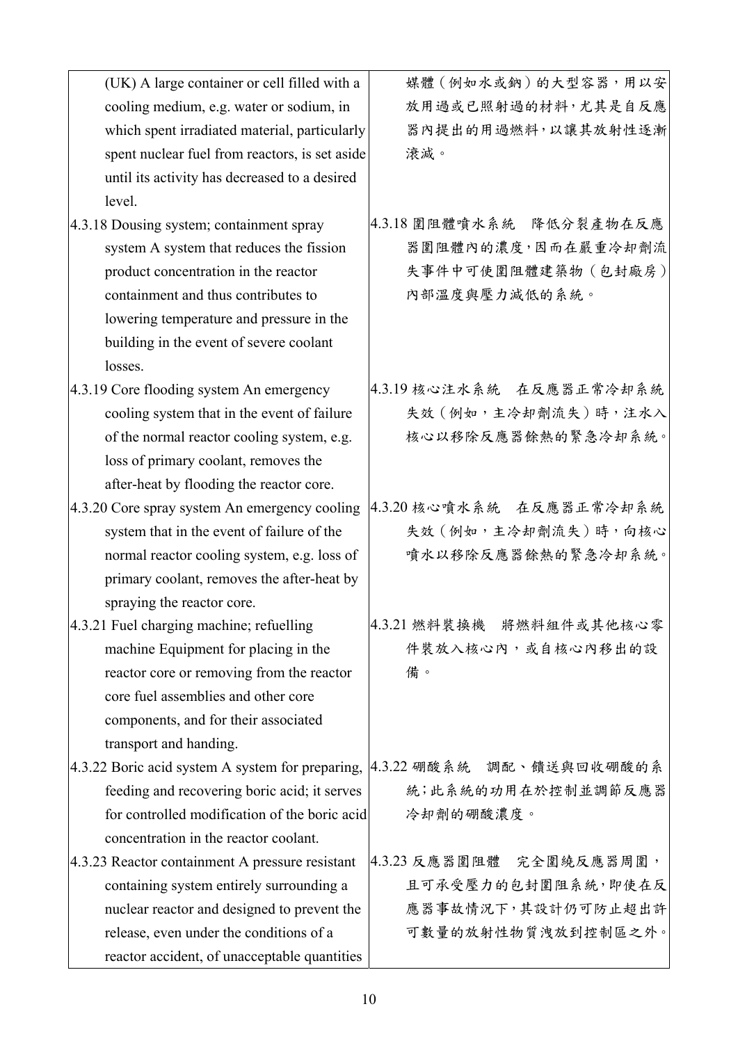| | |
|---|---|
| (UK) A large container or cell filled with a cooling medium, e.g. water or sodium, in which spent irradiated material, particularly spent nuclear fuel from reactors, is set aside until its activity has decreased to a desired level. | 媒體（例如水或鈉）的大型容器，用以安放用過或已照射過的材料，尤其是自反應器內提出的用過燃料，以讓其放射性逐漸滾減。 |
| 4.3.18 Dousing system; containment spray system A system that reduces the fission product concentration in the reactor containment and thus contributes to lowering temperature and pressure in the building in the event of severe coolant losses. | 4.3.18 圍阻體噴水系統　降低分裂產物在反應器圍阻體內的濃度，因而在嚴重冷卻劑流失事件中可使圍阻體建築物（包封廠房）內部溫度與壓力減低的系統。 |
| 4.3.19 Core flooding system An emergency cooling system that in the event of failure of the normal reactor cooling system, e.g. loss of primary coolant, removes the after-heat by flooding the reactor core. | 4.3.19 核心注水系統　在反應器正常冷卻系統失效（例如，主冷卻劑流失）時，注水入核心以移除反應器餘熱的緊急冷卻系統。 |
| 4.3.20 Core spray system An emergency cooling system that in the event of failure of the normal reactor cooling system, e.g. loss of primary coolant, removes the after-heat by spraying the reactor core. | 4.3.20 核心噴水系統　在反應器正常冷卻系統失效（例如，主冷卻劑流失）時，向核心噴水以移除反應器餘熱的緊急冷卻系統。 |
| 4.3.21 Fuel charging machine; refuelling machine Equipment for placing in the reactor core or removing from the reactor core fuel assemblies and other core components, and for their associated transport and handing. | 4.3.21 燃料裝換機　將燃料組件或其他核心零件裝放入核心內，或自核心內移出的設備。 |
| 4.3.22 Boric acid system A system for preparing, feeding and recovering boric acid; it serves for controlled modification of the boric acid concentration in the reactor coolant. | 4.3.22 硼酸系統　調配、饋送與回收硼酸的系統；此系統的功用在於控制並調節反應器冷卻劑的硼酸濃度。 |
| 4.3.23 Reactor containment A pressure resistant containing system entirely surrounding a nuclear reactor and designed to prevent the release, even under the conditions of a reactor accident, of unacceptable quantities | 4.3.23 反應器圍阻體　完全圍繞反應器周圍，且可承受壓力的包封圍阻系統，即使在反應器事故情況下，其設計仍可防止超出許可數量的放射性物質洩放到控制區之外。 |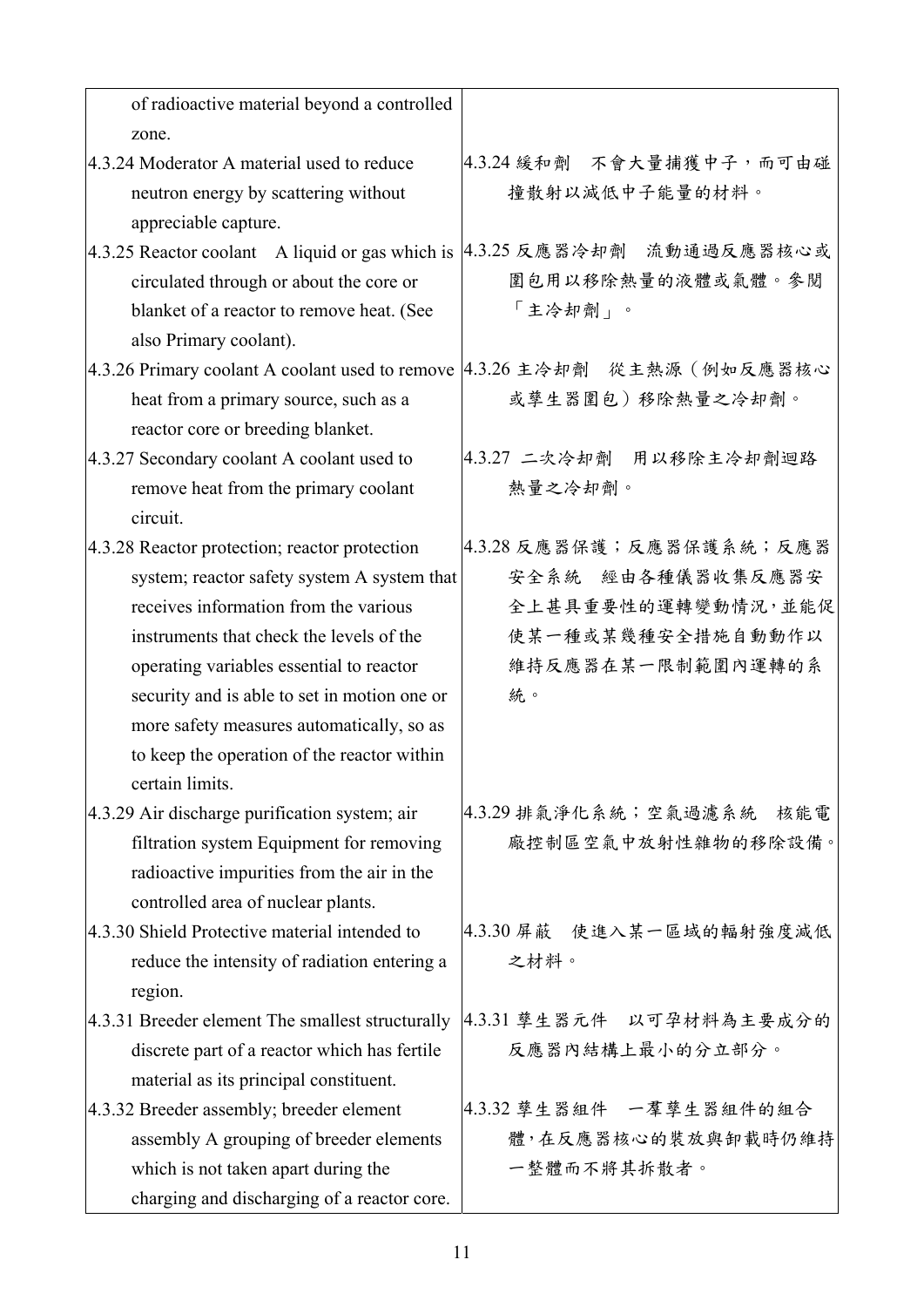| | |
|---|---|
| of radioactive material beyond a controlled zone. | |
| 4.3.24 Moderator A material used to reduce neutron energy by scattering without appreciable capture. | 4.3.24 緩和劑　不會大量捕獲中子，而可由碰撞散射以減低中子能量的材料。 |
| 4.3.25 Reactor coolant　A liquid or gas which is circulated through or about the core or blanket of a reactor to remove heat. (See also Primary coolant). | 4.3.25 反應器冷卻劑　流動通過反應器核心或圍包用以移除熱量的液體或氣體。參閱「主冷卻劑」。 |
| 4.3.26 Primary coolant A coolant used to remove heat from a primary source, such as a reactor core or breeding blanket. | 4.3.26 主冷卻劑　從主熱源（例如反應器核心或孳生器圍包）移除熱量之冷卻劑。 |
| 4.3.27 Secondary coolant A coolant used to remove heat from the primary coolant circuit. | 4.3.27 二次冷卻劑　用以移除主冷卻劑迴路熱量之冷卻劑。 |
| 4.3.28 Reactor protection; reactor protection system; reactor safety system A system that receives information from the various instruments that check the levels of the operating variables essential to reactor security and is able to set in motion one or more safety measures automatically, so as to keep the operation of the reactor within certain limits. | 4.3.28 反應器保護；反應器保護系統；反應器安全系統　經由各種儀器收集反應器安全上甚具重要性的運轉變動情況，並能促使某一種或某幾種安全措施自動動作以維持反應器在某一限制範圍內運轉的系統。 |
| 4.3.29 Air discharge purification system; air filtration system Equipment for removing radioactive impurities from the air in the controlled area of nuclear plants. | 4.3.29 排氣淨化系統；空氣過濾系統　核能電廠控制區空氣中放射性雜物的移除設備。 |
| 4.3.30 Shield Protective material intended to reduce the intensity of radiation entering a region. | 4.3.30 屏蔽　使進入某一區域的輻射強度減低之材料。 |
| 4.3.31 Breeder element The smallest structurally discrete part of a reactor which has fertile material as its principal constituent. | 4.3.31 孳生器元件　以可孕材料為主要成分的反應器內結構上最小的分立部分。 |
| 4.3.32 Breeder assembly; breeder element assembly A grouping of breeder elements which is not taken apart during the charging and discharging of a reactor core. | 4.3.32 孳生器組件　一羣孳生器組件的組合體，在反應器核心的裝放與卸載時仍維持一整體而不將其拆散者。 |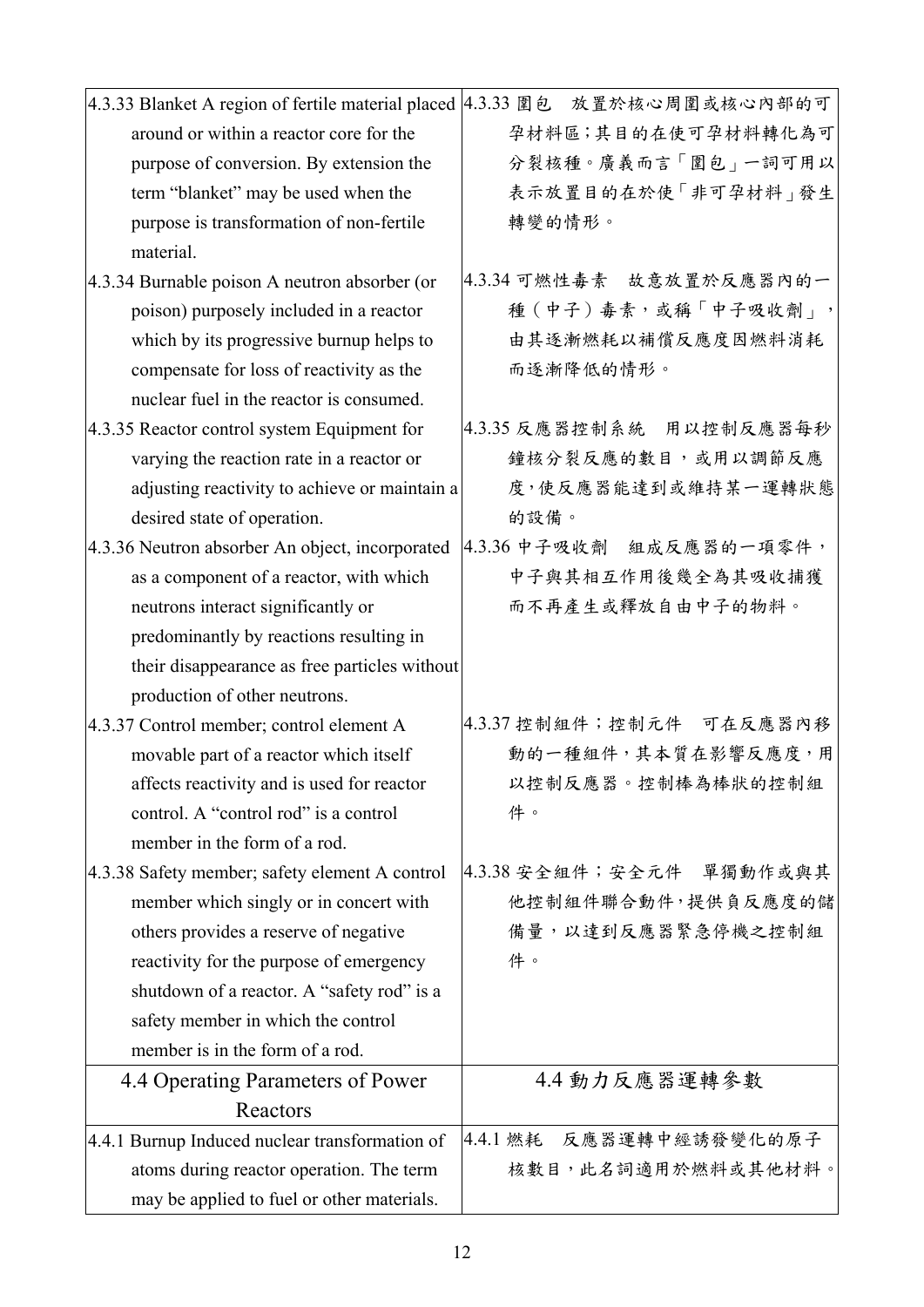| | |
|---|---|
| 4.3.33 Blanket A region of fertile material placed around or within a reactor core for the purpose of conversion. By extension the term "blanket" may be used when the purpose is transformation of non-fertile material. | 4.3.33 圍包　放置於核心周圍或核心內部的可孕材料區；其目的在使可孕材料轉化為可分裂核種。廣義而言「圍包」一詞可用以表示放置目的在於使「非可孕材料」發生轉變的情形。 |
| 4.3.34 Burnable poison A neutron absorber (or poison) purposely included in a reactor which by its progressive burnup helps to compensate for loss of reactivity as the nuclear fuel in the reactor is consumed. | 4.3.34 可燃性毒素　故意放置於反應器內的一種（中子）毒素，或稱「中子吸收劑」，由其逐漸燃耗以補償反應度因燃料消耗而逐漸降低的情形。 |
| 4.3.35 Reactor control system Equipment for varying the reaction rate in a reactor or adjusting reactivity to achieve or maintain a desired state of operation. | 4.3.35 反應器控制系統　用以控制反應器每秒鐘核分裂反應的數目，或用以調節反應度，使反應器能達到或維持某一運轉狀態的設備。 |
| 4.3.36 Neutron absorber An object, incorporated as a component of a reactor, with which neutrons interact significantly or predominantly by reactions resulting in their disappearance as free particles without production of other neutrons. | 4.3.36 中子吸收劑　組成反應器的一項零件，中子與其相互作用後幾全為其吸收捕獲而不再產生或釋放自由中子的物料。 |
| 4.3.37 Control member; control element A movable part of a reactor which itself affects reactivity and is used for reactor control. A "control rod" is a control member in the form of a rod. | 4.3.37 控制組件；控制元件　可在反應器內移動的一種組件，其本質在影響反應度，用以控制反應器。控制棒為棒狀的控制組件。 |
| 4.3.38 Safety member; safety element A control member which singly or in concert with others provides a reserve of negative reactivity for the purpose of emergency shutdown of a reactor. A "safety rod" is a safety member in which the control member is in the form of a rod. | 4.3.38 安全組件；安全元件　單獨動作或與其他控制組件聯合動作，提供負反應度的儲備量，以達到反應器緊急停機之控制組件。 |
| **4.4 Operating Parameters of Power Reactors** | **4.4 動力反應器運轉參數** |
| 4.4.1 Burnup Induced nuclear transformation of atoms during reactor operation. The term may be applied to fuel or other materials. | 4.4.1 燃耗　反應器運轉中經誘發變化的原子核數目，此名詞適用於燃料或其他材料。 |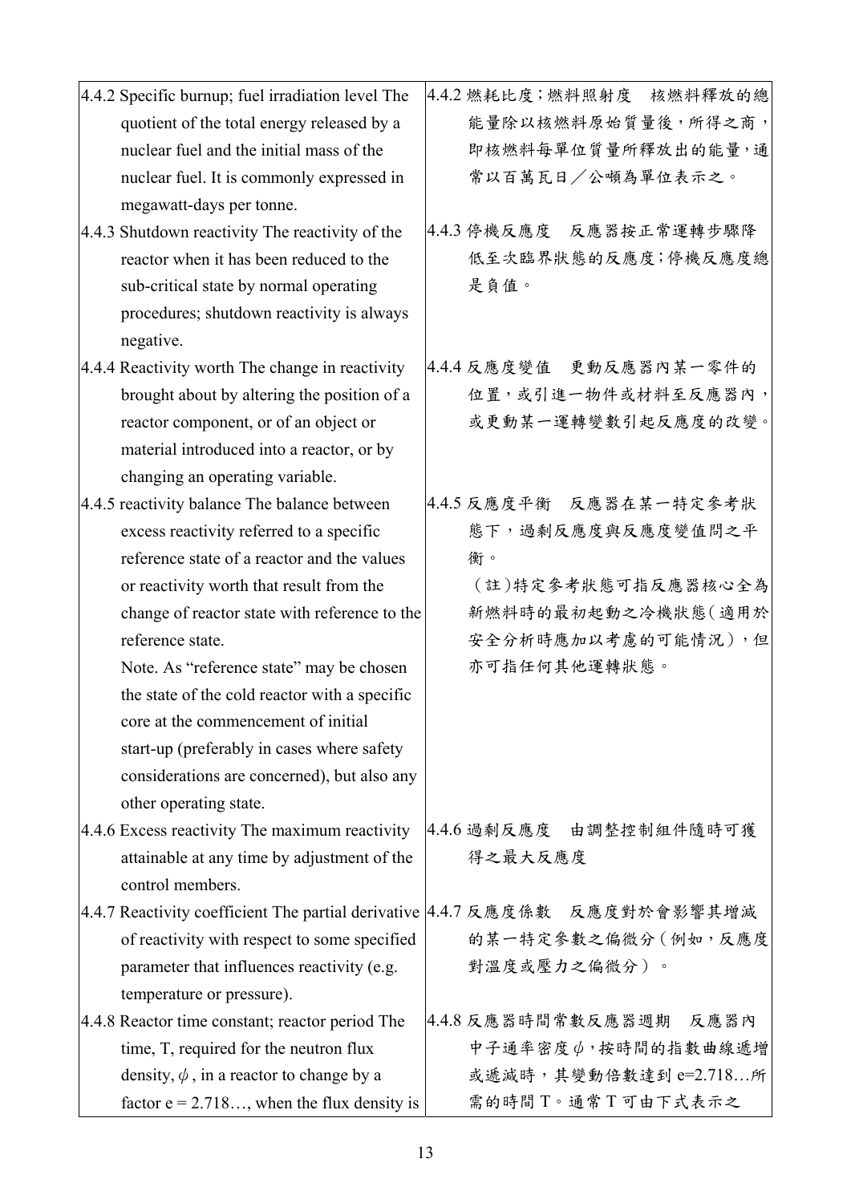| | |
|---|---|
| 4.4.2 Specific burnup; fuel irradiation level The quotient of the total energy released by a nuclear fuel and the initial mass of the nuclear fuel. It is commonly expressed in megawatt-days per tonne. | 4.4.2 燃耗比度；燃料照射度　核燃料釋放的總能量除以核燃料原始質量後，所得之商，即核燃料每單位質量所釋放出的能量，通常以百萬瓦日／公噸為單位表示之。 |
| 4.4.3 Shutdown reactivity The reactivity of the reactor when it has been reduced to the sub-critical state by normal operating procedures; shutdown reactivity is always negative. | 4.4.3 停機反應度　反應器按正常運轉步驟降低至次臨界狀態的反應度；停機反應度總是負值。 |
| 4.4.4 Reactivity worth The change in reactivity brought about by altering the position of a reactor component, or of an object or material introduced into a reactor, or by changing an operating variable. | 4.4.4 反應度變值　更動反應器內某一零件的位置，或引進一物件或材料至反應器內，或更動某一運轉變數引起反應度的改變。 |
| 4.4.5 reactivity balance The balance between excess reactivity referred to a specific reference state of a reactor and the values or reactivity worth that result from the change of reactor state with reference to the reference state.<br>Note. As "reference state" may be chosen the state of the cold reactor with a specific core at the commencement of initial start-up (preferably in cases where safety considerations are concerned), but also any other operating state. | 4.4.5 反應度平衡　反應器在某一特定參考狀態下，過剩反應度與反應度變值間之平衡。<br>（註）特定參考狀態可指反應器核心全為新燃料時的最初起動之冷機狀態（適用於安全分析時應加以考慮的可能情況），但亦可指任何其他運轉狀態。 |
| 4.4.6 Excess reactivity The maximum reactivity attainable at any time by adjustment of the control members. | 4.4.6 過剩反應度　由調整控制組件隨時可獲得之最大反應度 |
| 4.4.7 Reactivity coefficient The partial derivative of reactivity with respect to some specified parameter that influences reactivity (e.g. temperature or pressure). | 4.4.7 反應度係數　反應度對於會影響其增減的某一特定參數之偏微分（例如，反應度對溫度或壓力之偏微分）。 |
| 4.4.8 Reactor time constant; reactor period The time, T, required for the neutron flux density, $\phi$, in a reactor to change by a factor e = 2.718…, when the flux density is | 4.4.8 反應器時間常數反應器週期　反應器內中子通率密度 $\phi$，按時間的指數曲線遞增或遞減時，其變動倍數達到 e=2.718…所需的時間 T。通常 T 可由下式表示之 |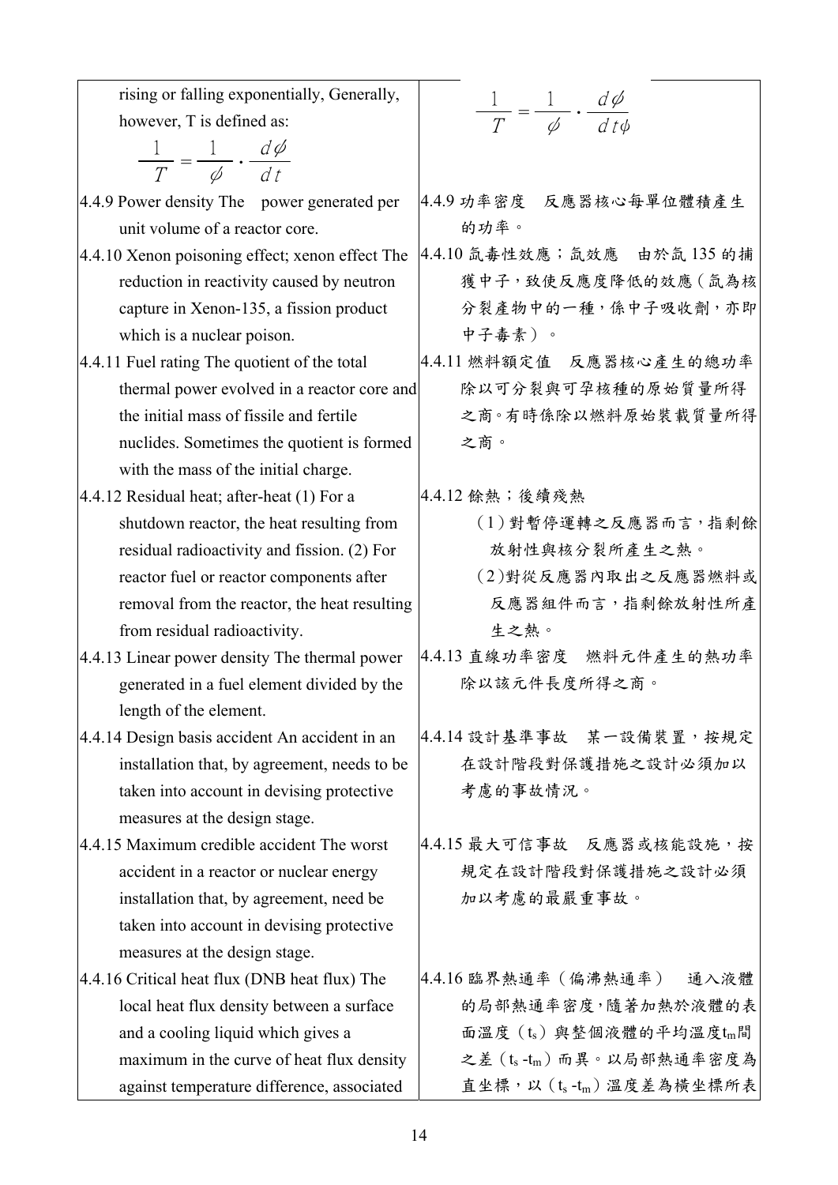| | |
|---|---|
| rising or falling exponentially, Generally, however, T is defined as: $$\frac{1}{T}=\frac{1}{\phi}\cdot\frac{d\phi}{dt}$$ | $$\frac{1}{T}=\frac{1}{\phi}\cdot\frac{d\phi}{dt\phi}$$ |
| 4.4.9 Power density The power generated per unit volume of a reactor core. | 4.4.9 功率密度　反應器核心每單位體積產生的功率。 |
| 4.4.10 Xenon poisoning effect; xenon effect The reduction in reactivity caused by neutron capture in Xenon-135, a fission product which is a nuclear poison. | 4.4.10 氙毒性效應；氙效應　由於氙 135 的捕獲中子，致使反應度降低的效應（氙為核分裂產物中的一種，係中子吸收劑，亦即中子毒素）。 |
| 4.4.11 Fuel rating The quotient of the total thermal power evolved in a reactor core and the initial mass of fissile and fertile nuclides. Sometimes the quotient is formed with the mass of the initial charge. | 4.4.11 燃料額定值　反應器核心產生的總功率除以可分裂與可孕核種的原始質量所得之商。有時係除以燃料原始裝載質量所得之商。 |
| 4.4.12 Residual heat; after-heat (1) For a shutdown reactor, the heat resulting from residual radioactivity and fission. (2) For reactor fuel or reactor components after removal from the reactor, the heat resulting from residual radioactivity. | 4.4.12 餘熱；後續殘熱<br>（1）對暫停運轉之反應器而言，指剩餘放射性與核分裂所產生之熱。<br>（2）對從反應器內取出之反應器燃料或反應器組件而言，指剩餘放射性所產生之熱。 |
| 4.4.13 Linear power density The thermal power generated in a fuel element divided by the length of the element. | 4.4.13 直線功率密度　燃料元件產生的熱功率除以該元件長度所得之商。 |
| 4.4.14 Design basis accident An accident in an installation that, by agreement, needs to be taken into account in devising protective measures at the design stage. | 4.4.14 設計基準事故　某一設備裝置，按規定在設計階段對保護措施之設計必須加以考慮的事故情況。 |
| 4.4.15 Maximum credible accident The worst accident in a reactor or nuclear energy installation that, by agreement, need be taken into account in devising protective measures at the design stage. | 4.4.15 最大可信事故　反應器或核能設施，按規定在設計階段對保護措施之設計必須加以考慮的最嚴重事故。 |
| 4.4.16 Critical heat flux (DNB heat flux) The local heat flux density between a surface and a cooling liquid which gives a maximum in the curve of heat flux density against temperature difference, associated | 4.4.16 臨界熱通率（偏沸熱通率）　通入液體的局部熱通率密度，隨著加熱於液體的表面溫度（$t_s$）與整個液體的平均溫度$t_m$間之差（$t_s$ -$t_m$）而異。以局部熱通率密度為直坐標，以（$t_s$ -$t_m$）溫度差為橫坐標所表 |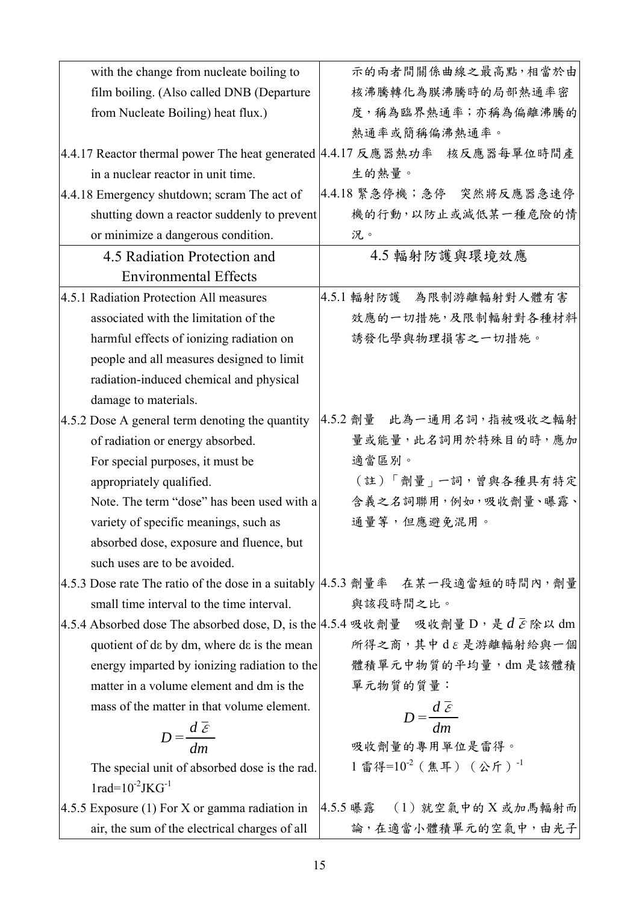| | |
|---|---|
| with the change from nucleate boiling to film boiling. (Also called DNB (Departure from Nucleate Boiling) heat flux.) | 示的兩者間關係曲線之最高點，相當於由核沸騰轉化為膜沸騰時的局部熱通率密度，稱為臨界熱通率；亦稱為偏離沸騰的熱通率或簡稱偏沸熱通率。 |
| 4.4.17 Reactor thermal power The heat generated in a nuclear reactor in unit time. | 4.4.17 反應器熱功率　核反應器每單位時間產生的熱量。 |
| 4.4.18 Emergency shutdown; scram The act of shutting down a reactor suddenly to prevent or minimize a dangerous condition. | 4.4.18 緊急停機；急停　突然將反應器急速停機的行動，以防止或減低某一種危險的情況。 |
| 4.5 Radiation Protection and Environmental Effects | 4.5 輻射防護與環境效應 |
| 4.5.1 Radiation Protection All measures associated with the limitation of the harmful effects of ionizing radiation on people and all measures designed to limit radiation-induced chemical and physical damage to materials. | 4.5.1 輻射防護　為限制游離輻射對人體有害效應的一切措施，及限制輻射對各種材料誘發化學與物理損害之一切措施。 |
| 4.5.2 Dose A general term denoting the quantity of radiation or energy absorbed. For special purposes, it must be appropriately qualified. Note. The term “dose” has been used with a variety of specific meanings, such as absorbed dose, exposure and fluence, but such uses are to be avoided. | 4.5.2 劑量　此為一通用名詞，指被吸收之輻射量或能量，此名詞用於特殊目的時，應加適當區別。（註）「劑量」一詞，曾與各種具有特定含義之名詞聯用，例如，吸收劑量、曝露、通量等，但應避免混用。 |
| 4.5.3 Dose rate The ratio of the dose in a suitably small time interval to the time interval. | 4.5.3 劑量率　在某一段適當短的時間內，劑量與該段時間之比。 |
| 4.5.4 Absorbed dose The absorbed dose, D, is the quotient of dε by dm, where dε is the mean energy imparted by ionizing radiation to the matter in a volume element and dm is the mass of the matter in that volume element. $$D=\frac{d\bar{\varepsilon}}{dm}$$ The special unit of absorbed dose is the rad. $1rad=10^{-2}JKG^{-1}$ | 4.5.4 吸收劑量　吸收劑量 D，是 $d\bar{\varepsilon}$ 除以 dm 所得之商，其中 dε 是游離輻射給與一個體積單元中物質的平均量，dm 是該體積單元物質的質量：$$D=\frac{d\bar{\varepsilon}}{dm}$$ 吸收劑量的專用單位是雷得。1 雷得=$10^{-2}$（焦耳）（公斤）$^{-1}$ |
| 4.5.5 Exposure (1) For X or gamma radiation in air, the sum of the electrical charges of all | 4.5.5 曝露　（1）就空氣中的 X 或加馬輻射而論，在適當小體積單元的空氣中，由光子 |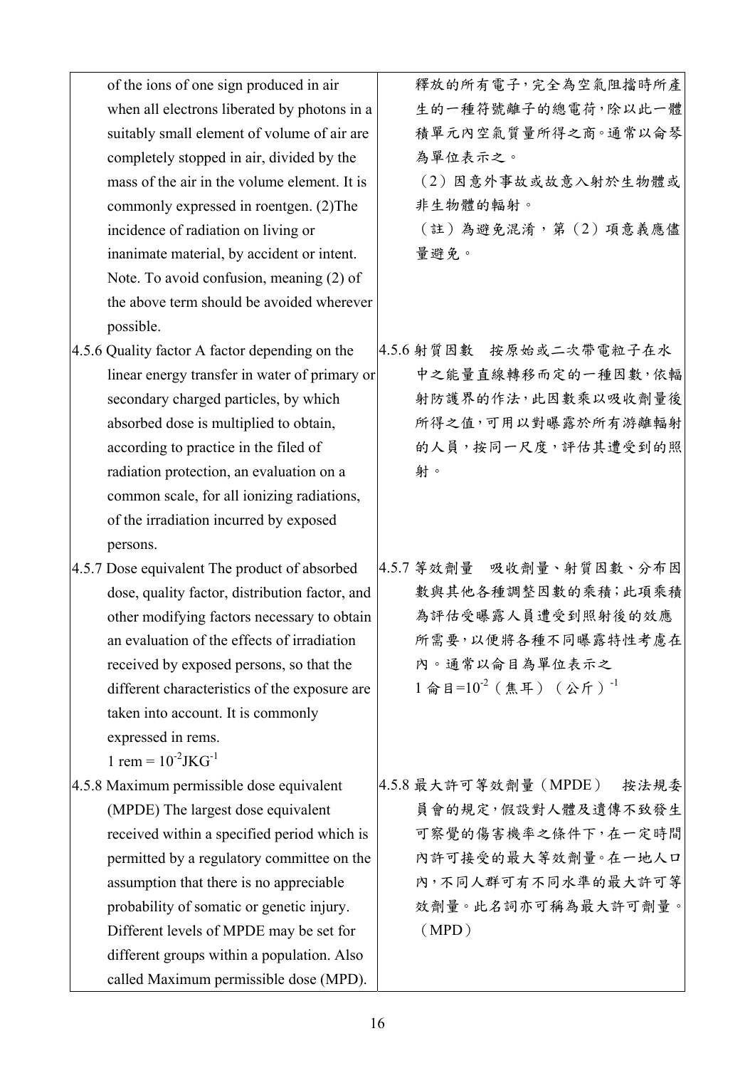| | |
|---|---|
| of the ions of one sign produced in air when all electrons liberated by photons in a suitably small element of volume of air are completely stopped in air, divided by the mass of the air in the volume element. It is commonly expressed in roentgen. (2)The incidence of radiation on living or inanimate material, by accident or intent. Note. To avoid confusion, meaning (2) of the above term should be avoided wherever possible. | 釋放的所有電子，完全為空氣阻擋時所產生的一種符號離子的總電荷，除以此一體積單元內空氣質量所得之商。通常以侖琴為單位表示之。（2）因意外事故或故意入射於生物體或非生物體的輻射。（註）為避免混淆，第（2）項意義應儘量避免。 |
| 4.5.6 Quality factor A factor depending on the linear energy transfer in water of primary or secondary charged particles, by which absorbed dose is multiplied to obtain, according to practice in the filed of radiation protection, an evaluation on a common scale, for all ionizing radiations, of the irradiation incurred by exposed persons. | 4.5.6 射質因數　按原始或二次帶電粒子在水中之能量直線轉移而定的一種因數，依輻射防護界的作法，此因數乘以吸收劑量後所得之值，可用以對曝露於所有游離輻射的人員，按同一尺度，評估其遭受到的照射。 |
| 4.5.7 Dose equivalent The product of absorbed dose, quality factor, distribution factor, and other modifying factors necessary to obtain an evaluation of the effects of irradiation received by exposed persons, so that the different characteristics of the exposure are taken into account. It is commonly expressed in rems. 1 rem = $10^{-2}$JKG$^{-1}$ | 4.5.7 等效劑量　吸收劑量、射質因數、分布因數與其他各種調整因數的乘積；此項乘積為評估受曝露人員遭受到照射後的效應所需要，以便將各種不同曝露特性考慮在內。通常以侖目為單位表示之 1 侖目=$10^{-2}$（焦耳）（公斤）$^{-1}$ |
| 4.5.8 Maximum permissible dose equivalent (MPDE) The largest dose equivalent received within a specified period which is permitted by a regulatory committee on the assumption that there is no appreciable probability of somatic or genetic injury. Different levels of MPDE may be set for different groups within a population. Also called Maximum permissible dose (MPD). | 4.5.8 最大許可等效劑量（MPDE）　按法規委員會的規定，假設對人體及遺傳不致發生可察覺的傷害機率之條件下，在一定時間內許可接受的最大等效劑量。在一地人口內，不同人群可有不同水準的最大許可等效劑量。此名詞亦可稱為最大許可劑量。（MPD） |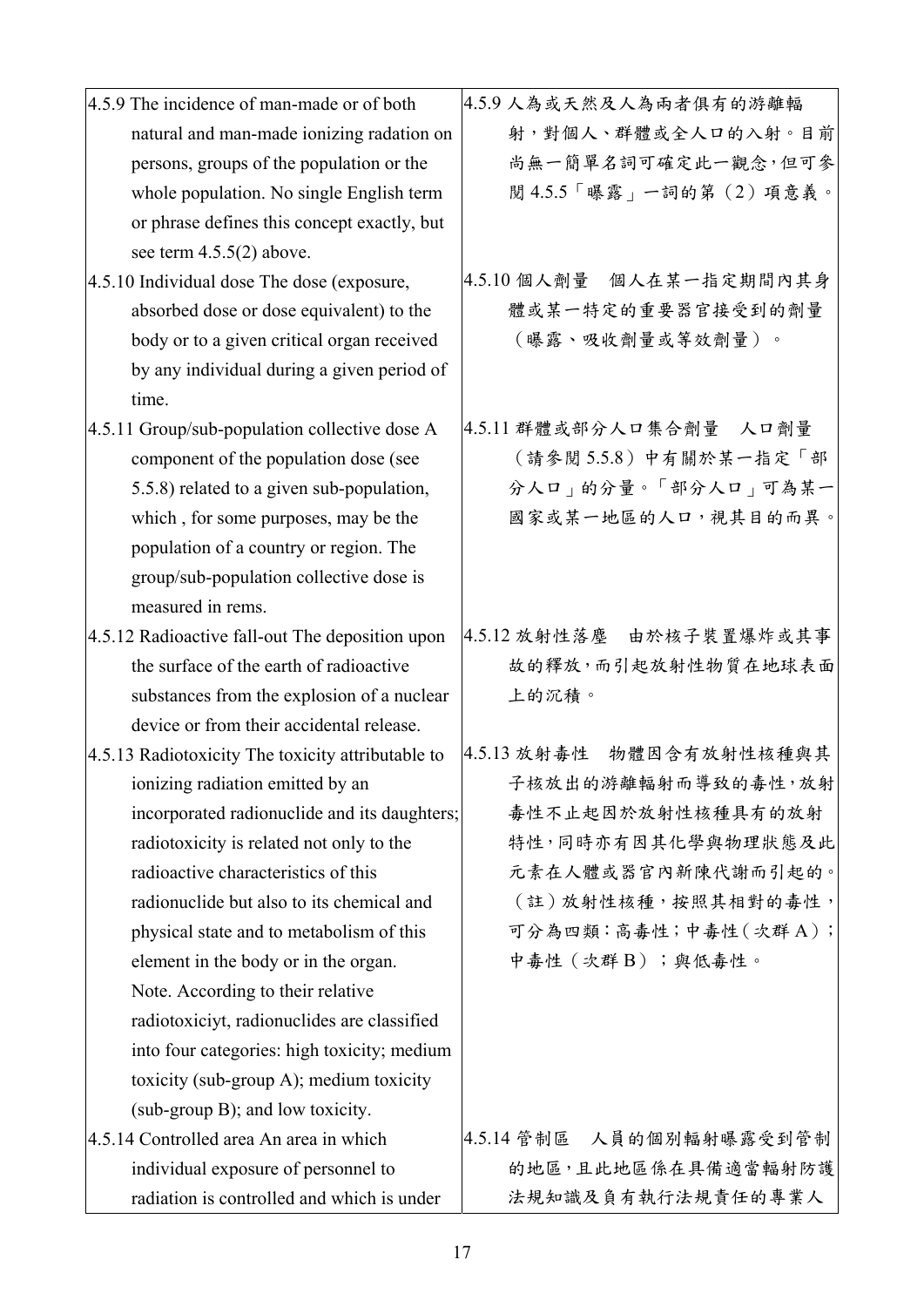| | |
|---|---|
| 4.5.9 The incidence of man-made or of both natural and man-made ionizing radation on persons, groups of the population or the whole population. No single English term or phrase defines this concept exactly, but see term 4.5.5(2) above. | 4.5.9 人為或天然及人為兩者俱有的游離輻射，對個人、群體或全人口的入射。目前尚無一簡單名詞可確定此一觀念，但可參閱 4.5.5「曝露」一詞的第（2）項意義。 |
| 4.5.10 Individual dose The dose (exposure, absorbed dose or dose equivalent) to the body or to a given critical organ received by any individual during a given period of time. | 4.5.10 個人劑量　個人在某一指定期間內其身體或某一特定的重要器官接受到的劑量（曝露、吸收劑量或等效劑量）。 |
| 4.5.11 Group/sub-population collective dose A component of the population dose (see 5.5.8) related to a given sub-population, which , for some purposes, may be the population of a country or region. The group/sub-population collective dose is measured in rems. | 4.5.11 群體或部分人口集合劑量　人口劑量（請參閱 5.5.8）中有關於某一指定「部分人口」的分量。「部分人口」可為某一國家或某一地區的人口，視其目的而異。 |
| 4.5.12 Radioactive fall-out The deposition upon the surface of the earth of radioactive substances from the explosion of a nuclear device or from their accidental release. | 4.5.12 放射性落塵　由於核子裝置爆炸或其事故的釋放，而引起放射性物質在地球表面上的沉積。 |
| 4.5.13 Radiotoxicity The toxicity attributable to ionizing radiation emitted by an incorporated radionuclide and its daughters; radiotoxicity is related not only to the radioactive characteristics of this radionuclide but also to its chemical and physical state and to metabolism of this element in the body or in the organ. Note. According to their relative radiotoxiciyt, radionuclides are classified into four categories: high toxicity; medium toxicity (sub-group A); medium toxicity (sub-group B); and low toxicity. | 4.5.13 放射毒性　物體因含有放射性核種與其子核放出的游離輻射而導致的毒性，放射毒性不止起因於放射性核種具有的放射特性，同時亦有因其化學與物理狀態及此元素在人體或器官內新陳代謝而引起的。（註）放射性核種，按照其相對的毒性，可分為四類：高毒性；中毒性（次群 A）；中毒性（次群 B）；與低毒性。 |
| 4.5.14 Controlled area An area in which individual exposure of personnel to radiation is controlled and which is under | 4.5.14 管制區　人員的個別輻射曝露受到管制的地區，且此地區係在具備適當輻射防護法規知識及負有執行法規責任的專業人 |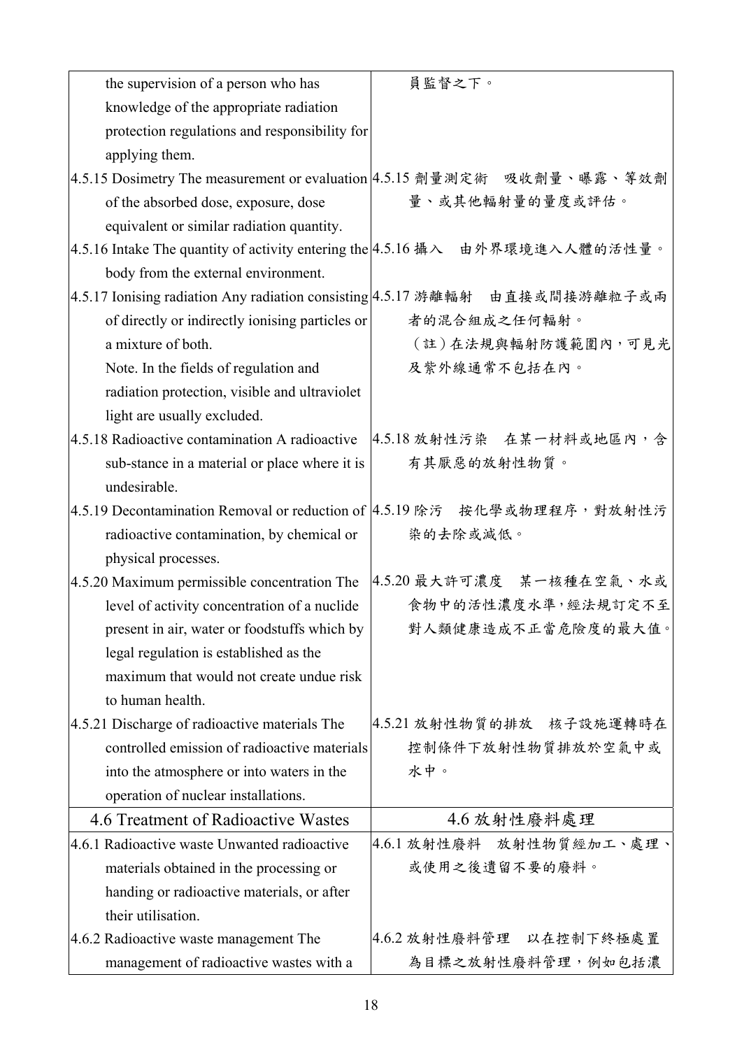| the supervision of a person who has knowledge of the appropriate radiation protection regulations and responsibility for applying them. | 員監督之下。 |
|---|---|
| 4.5.15 Dosimetry The measurement or evaluation of the absorbed dose, exposure, dose equivalent or similar radiation quantity. | 4.5.15 劑量測定術　吸收劑量、曝露、等效劑量、或其他輻射量的量度或評估。 |
| 4.5.16 Intake The quantity of activity entering the body from the external environment. | 4.5.16 攝入　由外界環境進入人體的活性量。 |
| 4.5.17 Ionising radiation Any radiation consisting of directly or indirectly ionising particles or a mixture of both.<br>Note. In the fields of regulation and radiation protection, visible and ultraviolet light are usually excluded. | 4.5.17 游離輻射　由直接或間接游離粒子或兩者的混合組成之任何輻射。<br>（註）在法規與輻射防護範圍內，可見光及紫外線通常不包括在內。 |
| 4.5.18 Radioactive contamination A radioactive sub-stance in a material or place where it is undesirable. | 4.5.18 放射性污染　在某一材料或地區內，含有其厭惡的放射性物質。 |
| 4.5.19 Decontamination Removal or reduction of radioactive contamination, by chemical or physical processes. | 4.5.19 除污　按化學或物理程序，對放射性污染的去除或減低。 |
| 4.5.20 Maximum permissible concentration The level of activity concentration of a nuclide present in air, water or foodstuffs which by legal regulation is established as the maximum that would not create undue risk to human health. | 4.5.20 最大許可濃度　某一核種在空氣、水或食物中的活性濃度水準，經法規訂定不至對人類健康造成不正當危險度的最大值。 |
| 4.5.21 Discharge of radioactive materials The controlled emission of radioactive materials into the atmosphere or into waters in the operation of nuclear installations. | 4.5.21 放射性物質的排放　核子設施運轉時在控制條件下放射性物質排放於空氣中或水中。 |
| **4.6 Treatment of Radioactive Wastes** | **4.6 放射性廢料處理** |
| 4.6.1 Radioactive waste Unwanted radioactive materials obtained in the processing or handing or radioactive materials, or after their utilisation. | 4.6.1 放射性廢料　放射性物質經加工、處理、或使用之後遺留不要的廢料。 |
| 4.6.2 Radioactive waste management The management of radioactive wastes with a | 4.6.2 放射性廢料管理　以在控制下終極處置為目標之放射性廢料管理，例如包括濃 |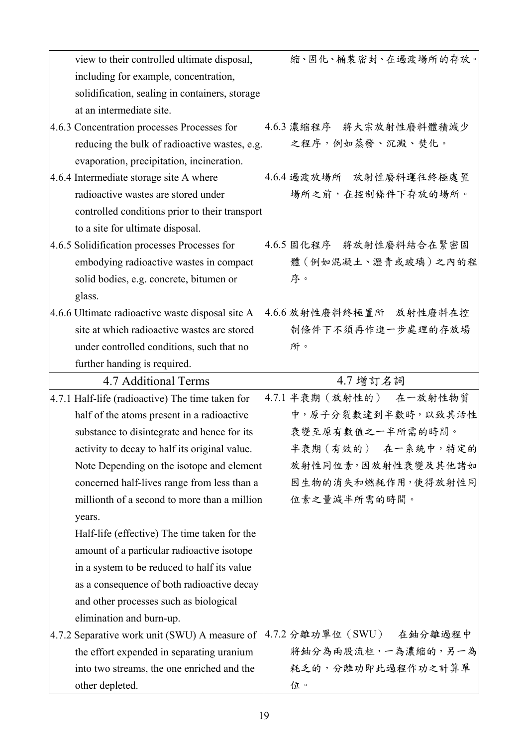| | |
|---|---|
| view to their controlled ultimate disposal, including for example, concentration, solidification, sealing in containers, storage at an intermediate site. | 縮、固化、桶裝密封、在過渡場所的存放。 |
| 4.6.3 Concentration processes Processes for reducing the bulk of radioactive wastes, e.g. evaporation, precipitation, incineration. | 4.6.3 濃縮程序　將大宗放射性廢料體積減少之程序，例如蒸發、沉澱、焚化。 |
| 4.6.4 Intermediate storage site A where radioactive wastes are stored under controlled conditions prior to their transport to a site for ultimate disposal. | 4.6.4 過渡放場所　放射性廢料運往終極處置場所之前，在控制條件下存放的場所。 |
| 4.6.5 Solidification processes Processes for embodying radioactive wastes in compact solid bodies, e.g. concrete, bitumen or glass. | 4.6.5 固化程序　將放射性廢料結合在緊密固體（例如混凝土、瀝青或玻璃）之內的程序。 |
| 4.6.6 Ultimate radioactive waste disposal site A site at which radioactive wastes are stored under controlled conditions, such that no further handing is required. | 4.6.6 放射性廢料終極置所　放射性廢料在控制條件下不須再作進一步處理的存放場所。 |
| 4.7 Additional Terms | 4.7 增訂名詞 |
| 4.7.1 Half-life (radioactive) The time taken for half of the atoms present in a radioactive substance to disintegrate and hence for its activity to decay to half its original value. Note Depending on the isotope and element concerned half-lives range from less than a millionth of a second to more than a million years.<br>Half-life (effective) The time taken for the amount of a particular radioactive isotope in a system to be reduced to half its value as a consequence of both radioactive decay and other processes such as biological elimination and burn-up. | 4.7.1 半衰期（放射性的）　在一放射性物質中，原子分裂數達到半數時，以致其活性衰變至原有數值之一半所需的時間。<br>半衰期（有效的）　在一系統中，特定的放射性同位素，因放射性衰變及其他諸如因生物的消失和燃耗作用，使得放射性同位素之量減半所需的時間。 |
| 4.7.2 Separative work unit (SWU) A measure of the effort expended in separating uranium into two streams, the one enriched and the other depleted. | 4.7.2 分離功單位（SWU）　在鈾分離過程中將鈾分為兩股流柱，一為濃縮的，另一為耗乏的，分離功即此過程作功之計算單位。 |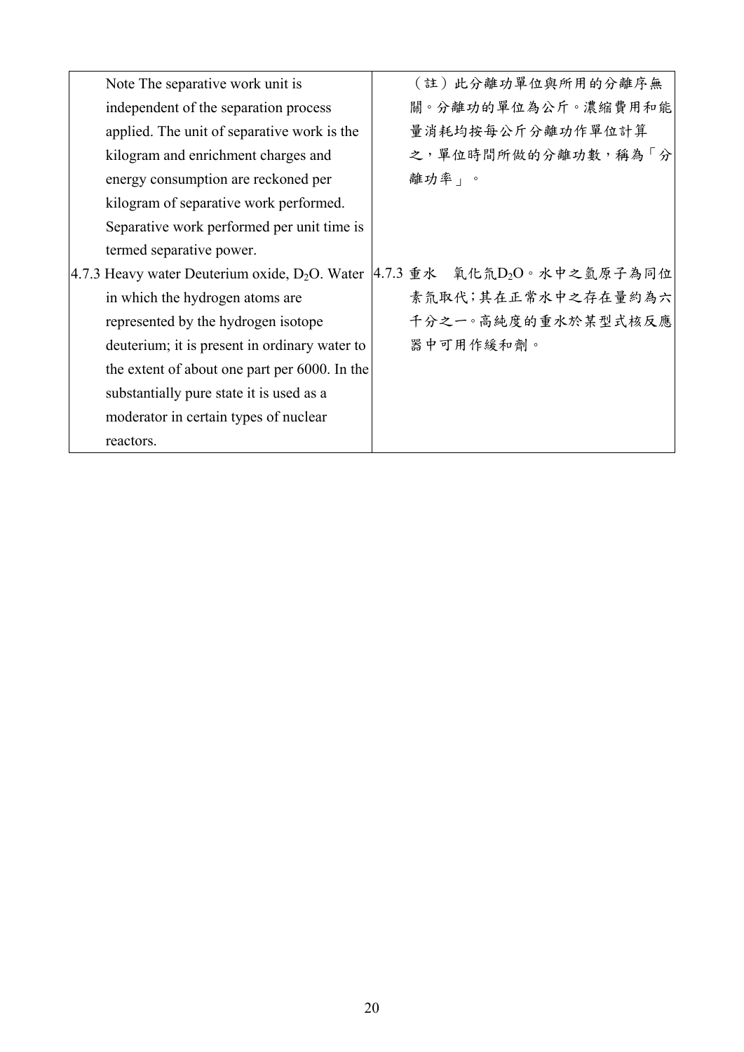| | |
|---|---|
| Note The separative work unit is independent of the separation process applied. The unit of separative work is the kilogram and enrichment charges and energy consumption are reckoned per kilogram of separative work performed. Separative work performed per unit time is termed separative power. | （註）此分離功單位與所用的分離序無關。分離功的單位為公斤。濃縮費用和能量消耗均按每公斤分離功作單位計算之，單位時間所做的分離功數，稱為「分離功率」。 |
| 4.7.3 Heavy water Deuterium oxide, $D_2O$. Water in which the hydrogen atoms are represented by the hydrogen isotope deuterium; it is present in ordinary water to the extent of about one part per 6000. In the substantially pure state it is used as a moderator in certain types of nuclear reactors. | 4.7.3 重水　氧化氘$D_2O$。水中之氫原子為同位素氘取代；其在正常水中之存在量約為六千分之一。高純度的重水於某型式核反應器中可用作緩和劑。 |